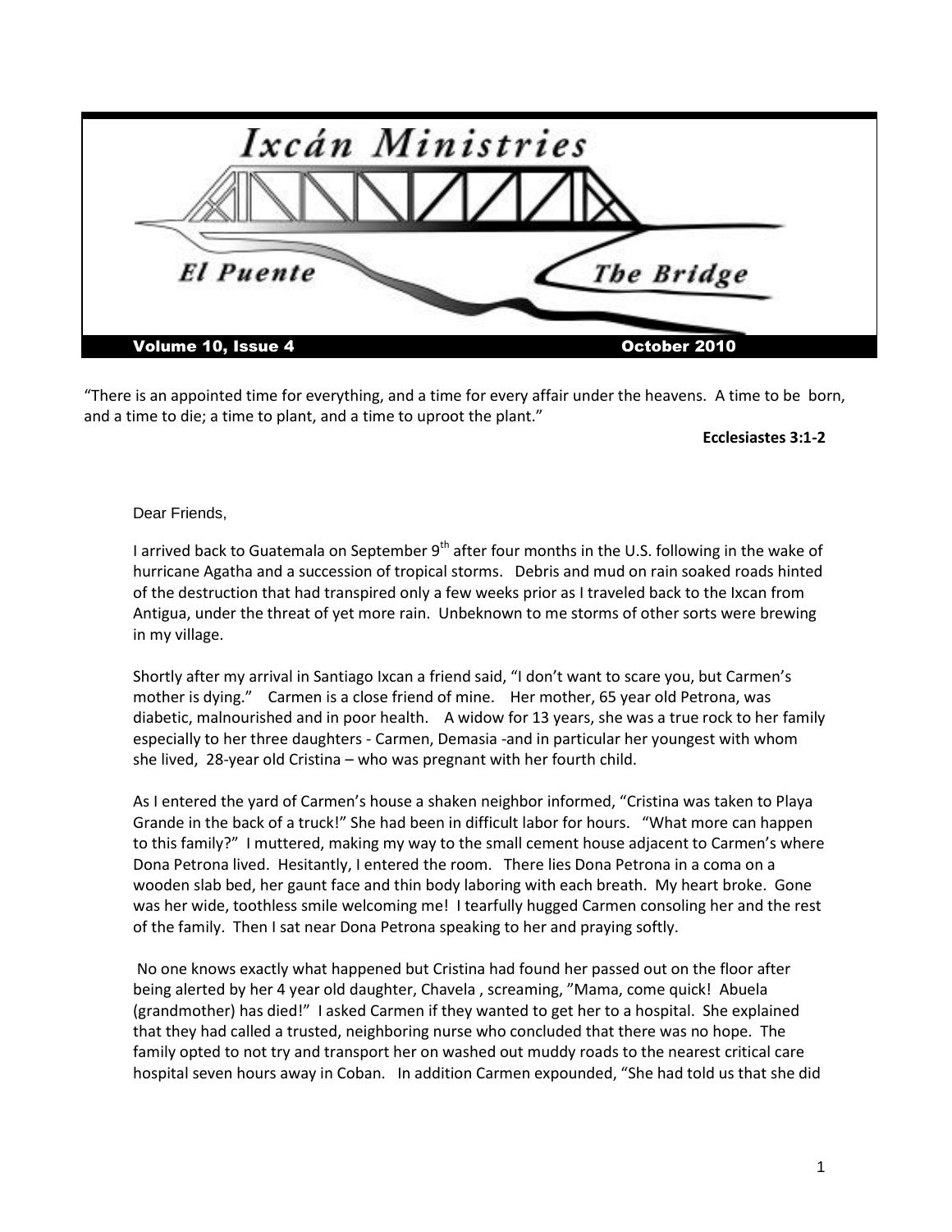# Ixcán Ministries

**El Puente — The Bridge**

**Volume 10, Issue 4 — October 2010**

"There is an appointed time for everything, and a time for every affair under the heavens. A time to be born, and a time to die; a time to plant, and a time to uproot the plant."

**Ecclesiastes 3:1-2**

Dear Friends,

I arrived back to Guatemala on September 9th after four months in the U.S. following in the wake of hurricane Agatha and a succession of tropical storms. Debris and mud on rain soaked roads hinted of the destruction that had transpired only a few weeks prior as I traveled back to the Ixcan from Antigua, under the threat of yet more rain. Unbeknown to me storms of other sorts were brewing in my village.

Shortly after my arrival in Santiago Ixcan a friend said, "I don't want to scare you, but Carmen's mother is dying." Carmen is a close friend of mine. Her mother, 65 year old Petrona, was diabetic, malnourished and in poor health. A widow for 13 years, she was a true rock to her family especially to her three daughters - Carmen, Demasia -and in particular her youngest with whom she lived, 28-year old Cristina – who was pregnant with her fourth child.

As I entered the yard of Carmen's house a shaken neighbor informed, "Cristina was taken to Playa Grande in the back of a truck!" She had been in difficult labor for hours. "What more can happen to this family?" I muttered, making my way to the small cement house adjacent to Carmen's where Dona Petrona lived. Hesitantly, I entered the room. There lies Dona Petrona in a coma on a wooden slab bed, her gaunt face and thin body laboring with each breath. My heart broke. Gone was her wide, toothless smile welcoming me! I tearfully hugged Carmen consoling her and the rest of the family. Then I sat near Dona Petrona speaking to her and praying softly.

No one knows exactly what happened but Cristina had found her passed out on the floor after being alerted by her 4 year old daughter, Chavela , screaming, "Mama, come quick! Abuela (grandmother) has died!" I asked Carmen if they wanted to get her to a hospital. She explained that they had called a trusted, neighboring nurse who concluded that there was no hope. The family opted to not try and transport her on washed out muddy roads to the nearest critical care hospital seven hours away in Coban. In addition Carmen expounded, "She had told us that she did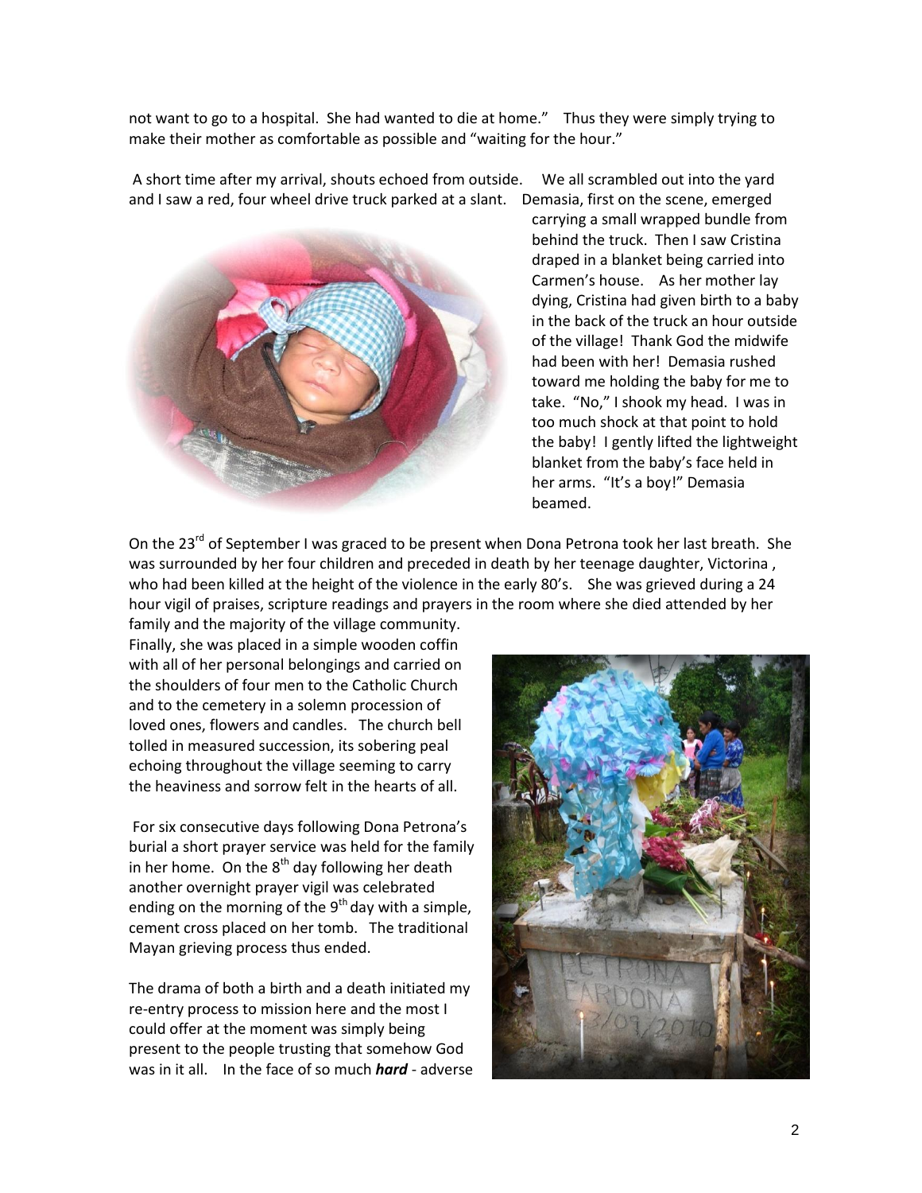not want to go to a hospital. She had wanted to die at home." Thus they were simply trying to make their mother as comfortable as possible and "waiting for the hour."

A short time after my arrival, shouts echoed from outside. We all scrambled out into the yard and I saw a red, four wheel drive truck parked at a slant. Demasia, first on the scene, emerged carrying a small wrapped bundle from behind the truck. Then I saw Cristina draped in a blanket being carried into Carmen's house. As her mother lay dying, Cristina had given birth to a baby in the back of the truck an hour outside of the village! Thank God the midwife had been with her! Demasia rushed toward me holding the baby for me to take. "No," I shook my head. I was in too much shock at that point to hold the baby! I gently lifted the lightweight blanket from the baby's face held in her arms. "It's a boy!" Demasia beamed.

On the 23rd of September I was graced to be present when Dona Petrona took her last breath. She was surrounded by her four children and preceded in death by her teenage daughter, Victorina, who had been killed at the height of the violence in the early 80's. She was grieved during a 24 hour vigil of praises, scripture readings and prayers in the room where she died attended by her family and the majority of the village community. Finally, she was placed in a simple wooden coffin with all of her personal belongings and carried on the shoulders of four men to the Catholic Church and to the cemetery in a solemn procession of loved ones, flowers and candles. The church bell tolled in measured succession, its sobering peal echoing throughout the village seeming to carry the heaviness and sorrow felt in the hearts of all.

For six consecutive days following Dona Petrona's burial a short prayer service was held for the family in her home. On the 8th day following her death another overnight prayer vigil was celebrated ending on the morning of the 9th day with a simple, cement cross placed on her tomb. The traditional Mayan grieving process thus ended.

The drama of both a birth and a death initiated my re-entry process to mission here and the most I could offer at the moment was simply being present to the people trusting that somehow God was in it all. In the face of so much ***hard*** - adverse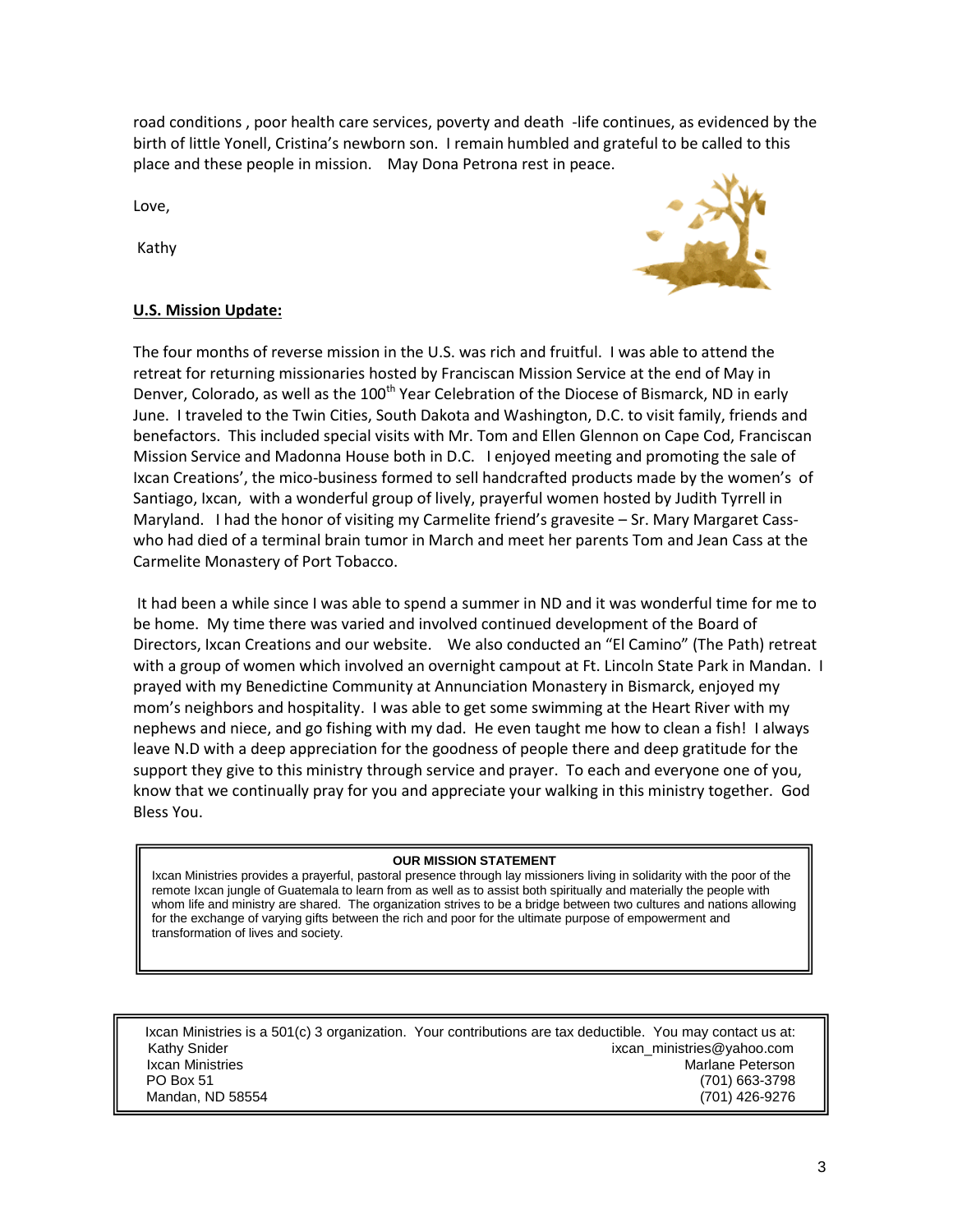road conditions , poor health care services, poverty and death -life continues, as evidenced by the birth of little Yonell, Cristina's newborn son. I remain humbled and grateful to be called to this place and these people in mission. May Dona Petrona rest in peace.

Love,

Kathy

**U.S. Mission Update:**

The four months of reverse mission in the U.S. was rich and fruitful. I was able to attend the retreat for returning missionaries hosted by Franciscan Mission Service at the end of May in Denver, Colorado, as well as the 100th Year Celebration of the Diocese of Bismarck, ND in early June. I traveled to the Twin Cities, South Dakota and Washington, D.C. to visit family, friends and benefactors. This included special visits with Mr. Tom and Ellen Glennon on Cape Cod, Franciscan Mission Service and Madonna House both in D.C. I enjoyed meeting and promoting the sale of Ixcan Creations', the mico-business formed to sell handcrafted products made by the women's of Santiago, Ixcan, with a wonderful group of lively, prayerful women hosted by Judith Tyrrell in Maryland. I had the honor of visiting my Carmelite friend's gravesite – Sr. Mary Margaret Cass-who had died of a terminal brain tumor in March and meet her parents Tom and Jean Cass at the Carmelite Monastery of Port Tobacco.

It had been a while since I was able to spend a summer in ND and it was wonderful time for me to be home. My time there was varied and involved continued development of the Board of Directors, Ixcan Creations and our website. We also conducted an "El Camino" (The Path) retreat with a group of women which involved an overnight campout at Ft. Lincoln State Park in Mandan. I prayed with my Benedictine Community at Annunciation Monastery in Bismarck, enjoyed my mom's neighbors and hospitality. I was able to get some swimming at the Heart River with my nephews and niece, and go fishing with my dad. He even taught me how to clean a fish! I always leave N.D with a deep appreciation for the goodness of people there and deep gratitude for the support they give to this ministry through service and prayer. To each and everyone one of you, know that we continually pray for you and appreciate your walking in this ministry together. God Bless You.

**OUR MISSION STATEMENT**

Ixcan Ministries provides a prayerful, pastoral presence through lay missioners living in solidarity with the poor of the remote Ixcan jungle of Guatemala to learn from as well as to assist both spiritually and materially the people with whom life and ministry are shared. The organization strives to be a bridge between two cultures and nations allowing for the exchange of varying gifts between the rich and poor for the ultimate purpose of empowerment and transformation of lives and society.

Ixcan Ministries is a 501(c) 3 organization. Your contributions are tax deductible. You may contact us at:

Kathy Snider
Ixcan Ministries
PO Box 51
Mandan, ND 58554

ixcan_ministries@yahoo.com
Marlane Peterson
(701) 663-3798
(701) 426-9276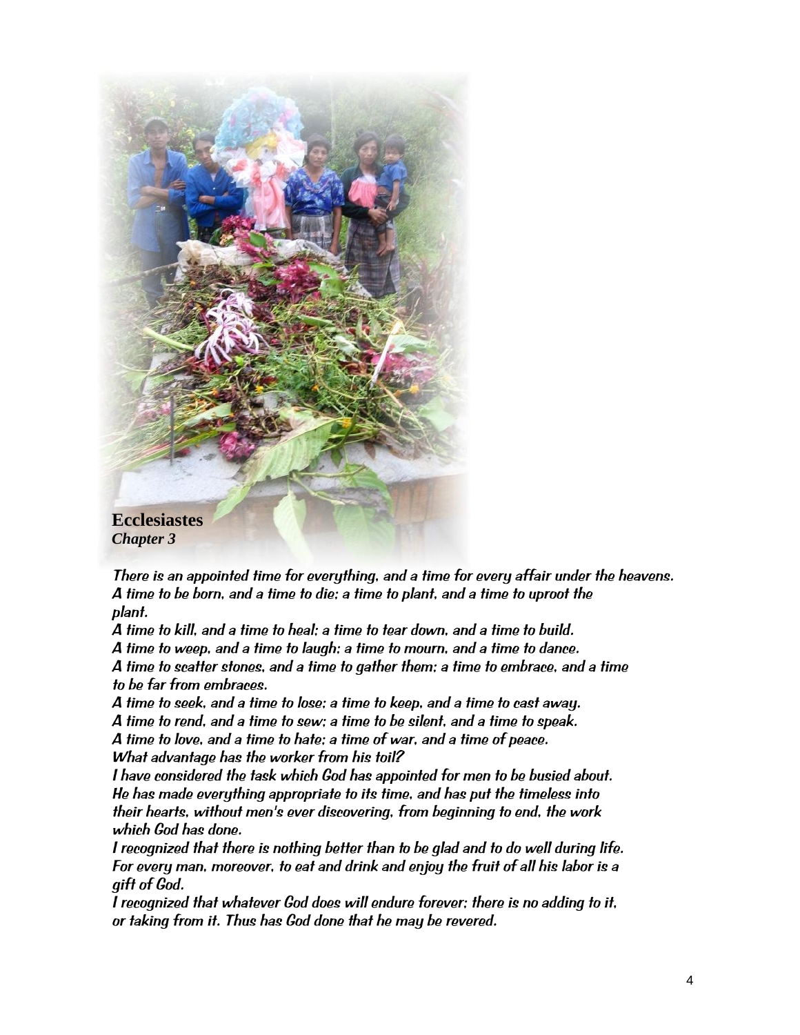**Ecclesiastes**
***Chapter 3***

*There is an appointed time for everything, and a time for every affair under the heavens.*
*A time to be born, and a time to die; a time to plant, and a time to uproot the plant.*
*A time to kill, and a time to heal; a time to tear down, and a time to build.*
*A time to weep, and a time to laugh; a time to mourn, and a time to dance.*
*A time to scatter stones, and a time to gather them; a time to embrace, and a time to be far from embraces.*
*A time to seek, and a time to lose; a time to keep, and a time to cast away.*
*A time to rend, and a time to sew; a time to be silent, and a time to speak.*
*A time to love, and a time to hate; a time of war, and a time of peace.*
*What advantage has the worker from his toil?*
*I have considered the task which God has appointed for men to be busied about.*
*He has made everything appropriate to its time, and has put the timeless into their hearts, without men's ever discovering, from beginning to end, the work which God has done.*
*I recognized that there is nothing better than to be glad and to do well during life.*
*For every man, moreover, to eat and drink and enjoy the fruit of all his labor is a gift of God.*
*I recognized that whatever God does will endure forever; there is no adding to it, or taking from it. Thus has God done that he may be revered.*